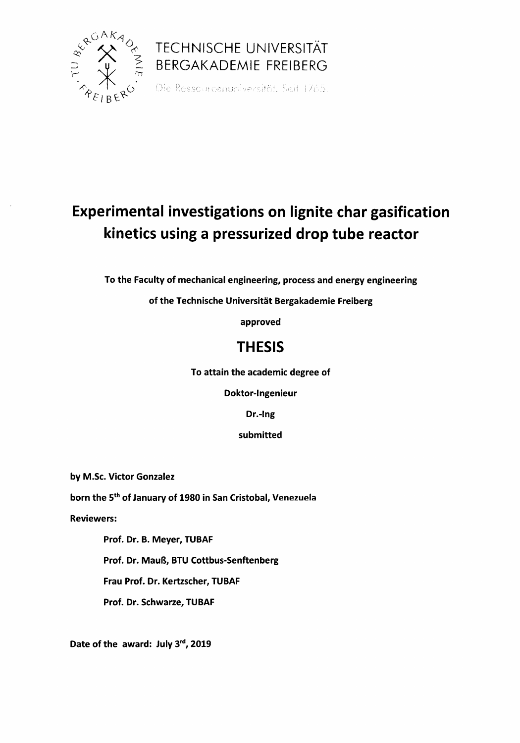TECHNISCHE UNIVERSITÄT
BERGAKADEMIE FREIBERG

Die Ressourcenuniversität. Seit 1765.

# Experimental investigations on lignite char gasification kinetics using a pressurized drop tube reactor

**To the Faculty of mechanical engineering, process and energy engineering**

**of the Technische Universität Bergakademie Freiberg**

**approved**

## THESIS

**To attain the academic degree of**

**Doktor-Ingenieur**

**Dr.-Ing**

**submitted**

**by M.Sc. Victor Gonzalez**

**born the 5th of January of 1980 in San Cristobal, Venezuela**

**Reviewers:**

**Prof. Dr. B. Meyer, TUBAF**

**Prof. Dr. Mauß, BTU Cottbus-Senftenberg**

**Frau Prof. Dr. Kertzscher, TUBAF**

**Prof. Dr. Schwarze, TUBAF**

**Date of the award: July 3rd, 2019**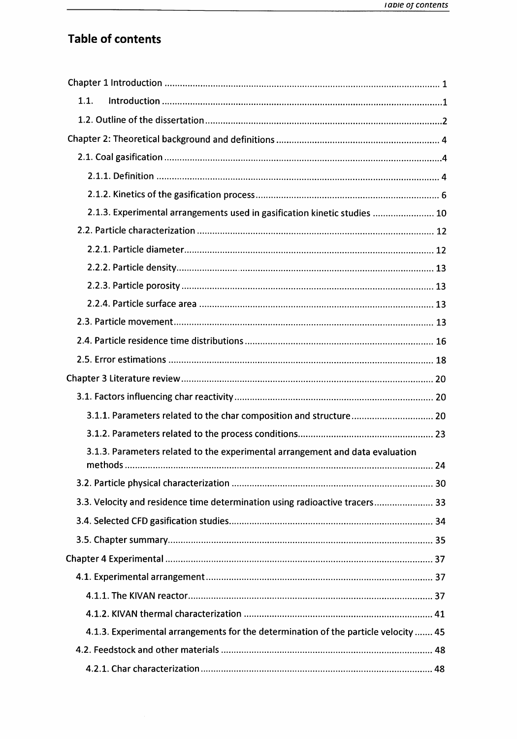# Table of contents

Chapter 1 Introduction ........................................................................................................... 1

- 1.1. Introduction ............................................................................................................ 1
- 1.2. Outline of the dissertation ............................................................................................ 2

Chapter 2: Theoretical background and definitions ................................................................ 4

- 2.1. Coal gasification ........................................................................................................... 4
  - 2.1.1. Definition ............................................................................................................. 4
  - 2.1.2. Kinetics of the gasification process ...................................................................... 6
  - 2.1.3. Experimental arrangements used in gasification kinetic studies ........................ 10
- 2.2. Particle characterization ............................................................................................ 12
  - 2.2.1. Particle diameter ................................................................................................. 12
  - 2.2.2. Particle density .................................................................................................... 13
  - 2.2.3. Particle porosity .................................................................................................. 13
  - 2.2.4. Particle surface area ........................................................................................... 13
- 2.3. Particle movement ..................................................................................................... 13
- 2.4. Particle residence time distributions .......................................................................... 16
- 2.5. Error estimations ....................................................................................................... 18

Chapter 3 Literature review .................................................................................................. 20

- 3.1. Factors influencing char reactivity ............................................................................. 20
  - 3.1.1. Parameters related to the char composition and structure ................................ 20
  - 3.1.2. Parameters related to the process conditions .................................................... 23
  - 3.1.3. Parameters related to the experimental arrangement and data evaluation methods ....................................................................................................................... 24
- 3.2. Particle physical characterization .............................................................................. 30
- 3.3. Velocity and residence time determination using radioactive tracers ....................... 33
- 3.4. Selected CFD gasification studies ................................................................................ 34
- 3.5. Chapter summary ....................................................................................................... 35

Chapter 4 Experimental ........................................................................................................ 37

- 4.1. Experimental arrangement ........................................................................................ 37
  - 4.1.1. The KIVAN reactor ............................................................................................... 37
  - 4.1.2. KIVAN thermal characterization ......................................................................... 41
  - 4.1.3. Experimental arrangements for the determination of the particle velocity ....... 45
- 4.2. Feedstock and other materials .................................................................................. 48
  - 4.2.1. Char characterization .......................................................................................... 48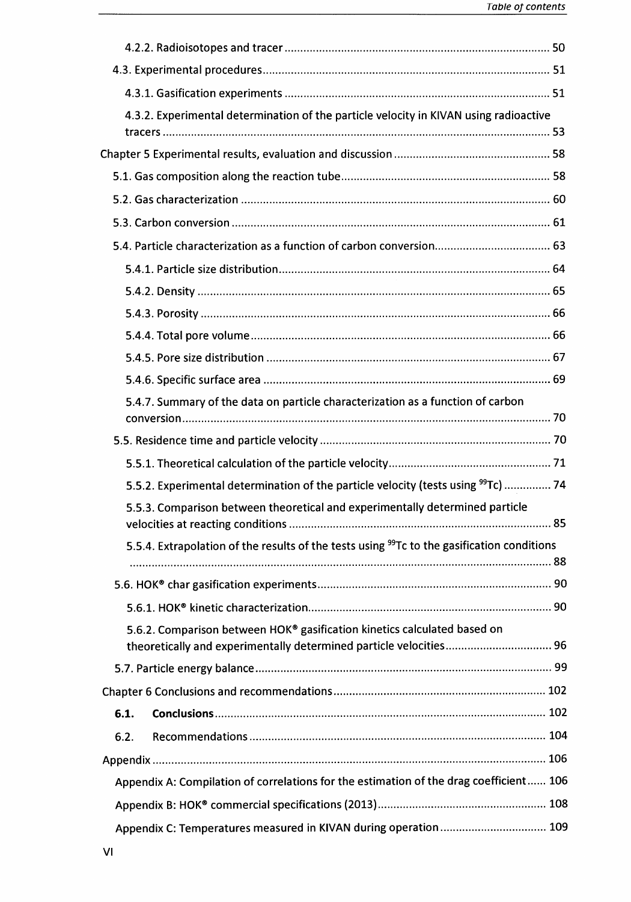4.2.2. Radioisotopes and tracer ..................................................................................... 50

4.3. Experimental procedures ........................................................................................... 51

4.3.1. Gasification experiments ..................................................................................... 51

4.3.2. Experimental determination of the particle velocity in KIVAN using radioactive tracers ........................................................................................................................... 53

Chapter 5 Experimental results, evaluation and discussion ................................................. 58

5.1. Gas composition along the reaction tube ................................................................... 58

5.2. Gas characterization ................................................................................................... 60

5.3. Carbon conversion ...................................................................................................... 61

5.4. Particle characterization as a function of carbon conversion ..................................... 63

5.4.1. Particle size distribution ....................................................................................... 64

5.4.2. Density .................................................................................................................. 65

5.4.3. Porosity ................................................................................................................. 66

5.4.4. Total pore volume ................................................................................................. 66

5.4.5. Pore size distribution ............................................................................................ 67

5.4.6. Specific surface area ............................................................................................. 69

5.4.7. Summary of the data on particle characterization as a function of carbon conversion ..................................................................................................................... 70

5.5. Residence time and particle velocity .......................................................................... 70

5.5.1. Theoretical calculation of the particle velocity ..................................................... 71

5.5.2. Experimental determination of the particle velocity (tests using $^{99}Tc$) ............... 74

5.5.3. Comparison between theoretical and experimentally determined particle velocities at reacting conditions .................................................................................... 85

5.5.4. Extrapolation of the results of the tests using $^{99}Tc$ to the gasification conditions ........................................................................................................................ 88

5.6. HOK® char gasification experiments ........................................................................... 90

5.6.1. HOK® kinetic characterization .............................................................................. 90

5.6.2. Comparison between HOK® gasification kinetics calculated based on theoretically and experimentally determined particle velocities ................................... 96

5.7. Particle energy balance ............................................................................................... 99

Chapter 6 Conclusions and recommendations .................................................................... 102

**6.1. Conclusions** ........................................................................................................... 102

6.2. Recommendations ..................................................................................................... 104

Appendix ............................................................................................................................. 106

Appendix A: Compilation of correlations for the estimation of the drag coefficient ...... 106

Appendix B: HOK® commercial specifications (2013) ...................................................... 108

Appendix C: Temperatures measured in KIVAN during operation .................................. 109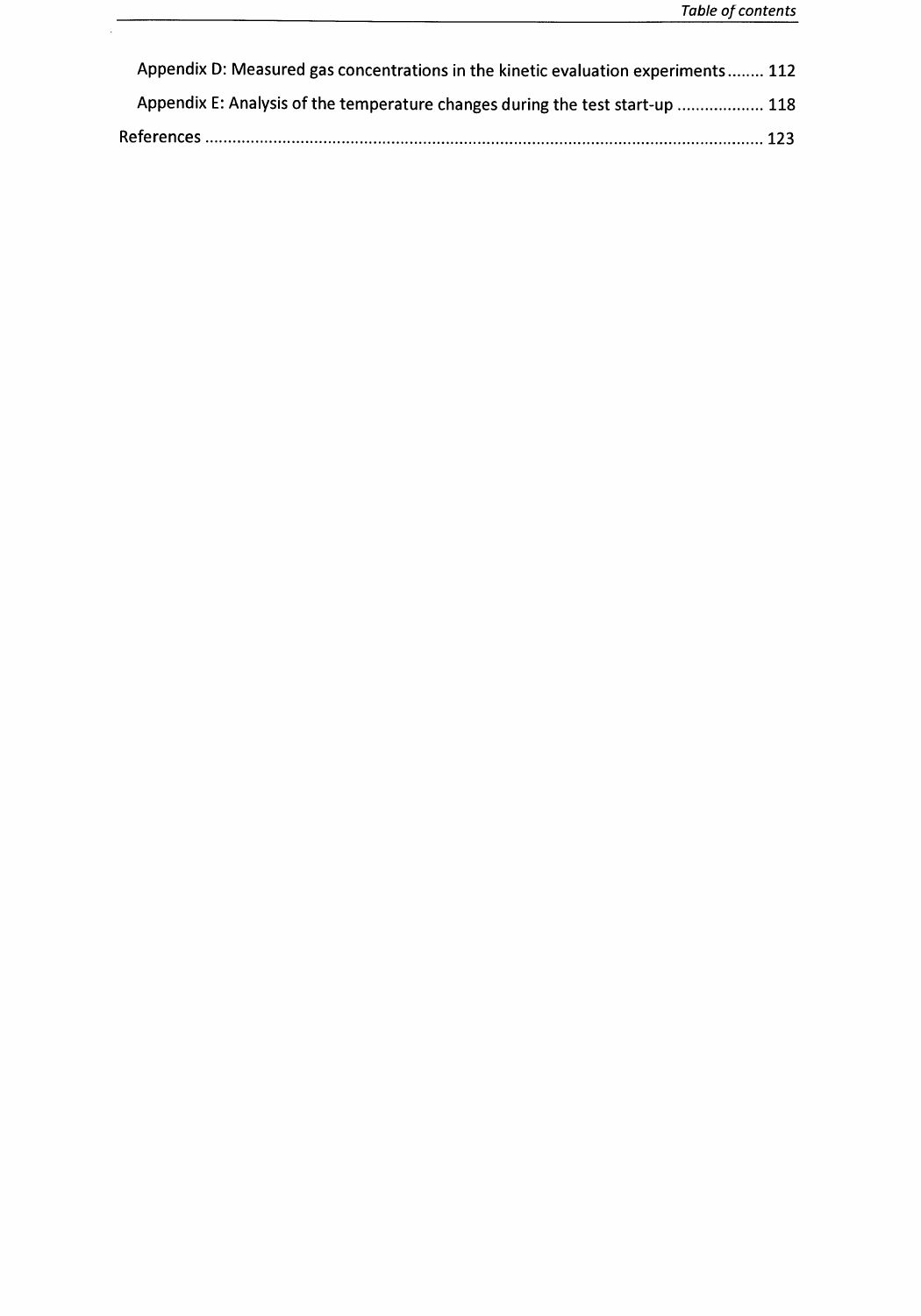Appendix D: Measured gas concentrations in the kinetic evaluation experiments........ 112

Appendix E: Analysis of the temperature changes during the test start-up ................... 118

References ......................................................................................................................... 123